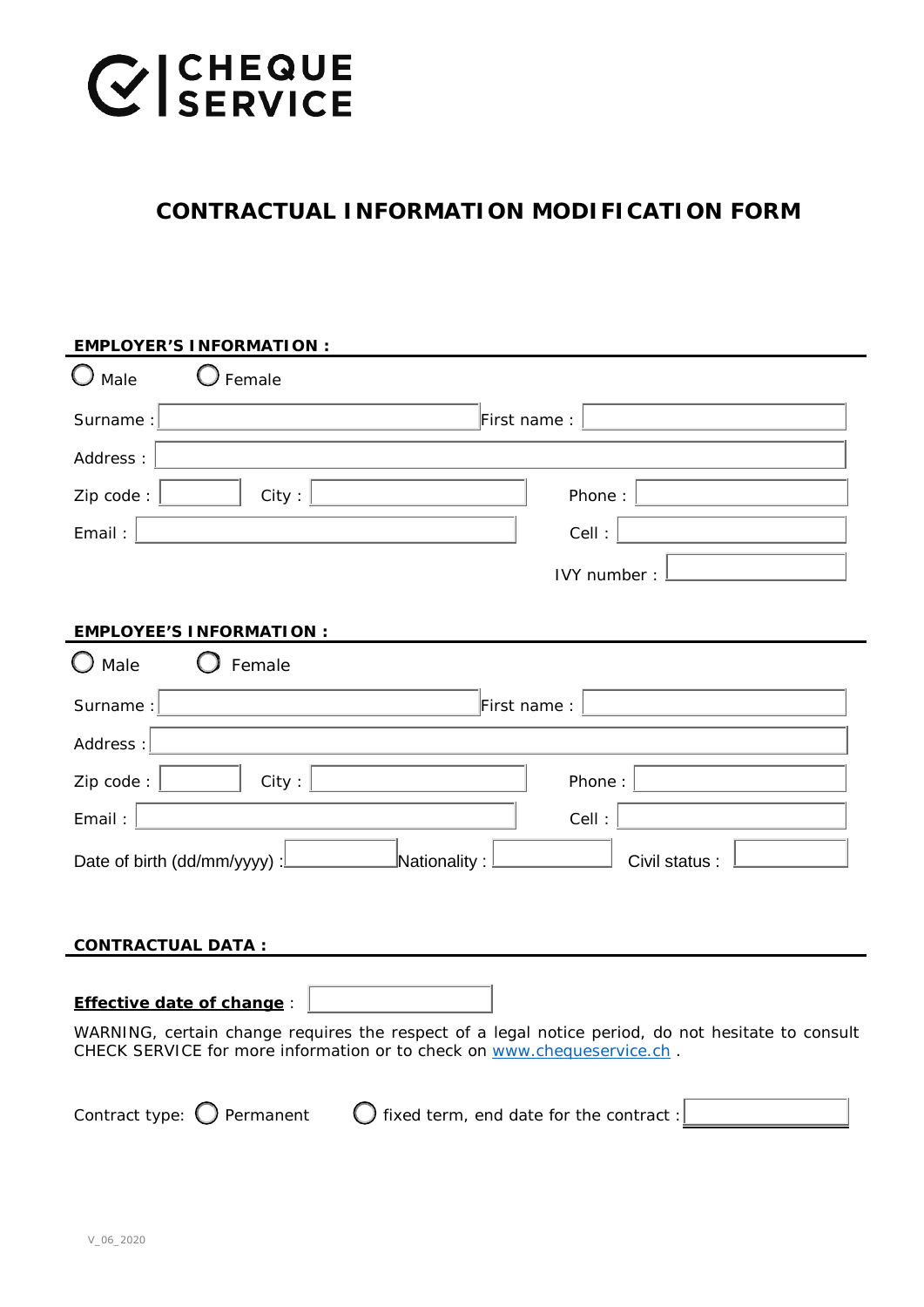**CHEQUE SERVICE**

# CONTRACTUAL INFORMATION MODIFICATION FORM

## EMPLOYER'S INFORMATION :

○ Male ○ Female

Surname : ____________ First name : ____________

Address : ____________

Zip code : ______ City : ____________ Phone : ____________

Email : ____________ Cell : ____________

IVY number : ____________

## EMPLOYEE'S INFORMATION :

○ Male ○ Female

Surname : ____________ First name : ____________

Address : ____________

Zip code : ______ City : ____________ Phone : ____________

Email : ____________ Cell : ____________

Date of birth (dd/mm/yyyy) : ____________ Nationality : ____________ Civil status : ____________

## CONTRACTUAL DATA :

**Effective date of change** : ____________

WARNING, certain change requires the respect of a legal notice period, do not hesitate to consult CHECK SERVICE for more information or to check on www.chequeservice.ch .

Contract type: ○ Permanent ○ fixed term, end date for the contract : ____________

V_06_2020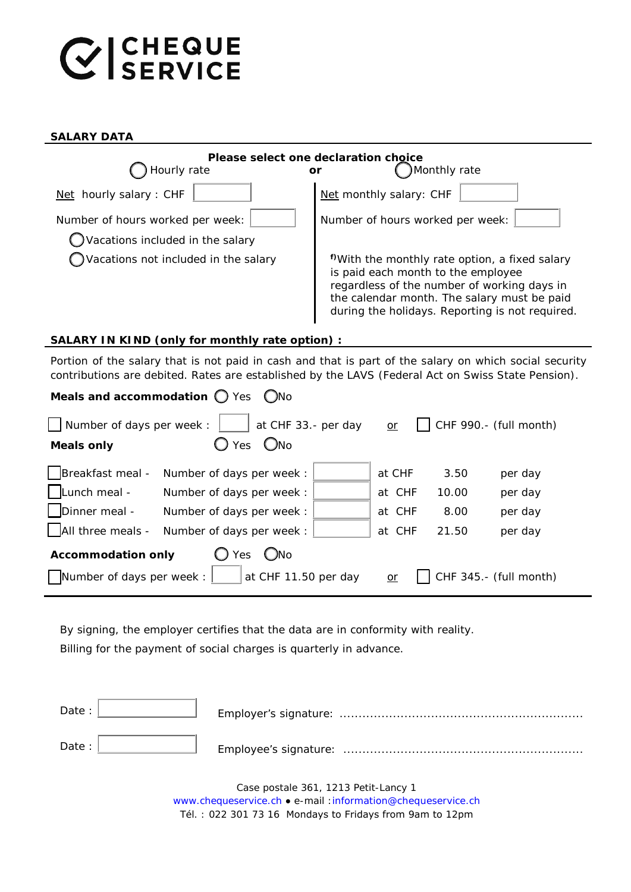CHEQUE SERVICE

## SALARY DATA

**Please select one declaration choice**

| ◯ Hourly rate | **or** | ◯ Monthly rate |
|---|---|---|
| Net hourly salary : CHF ☐ | | Net monthly salary: CHF ☐ |
| Number of hours worked per week: ☐ | | Number of hours worked per week: ☐ |
| ◯ Vacations included in the salary | | |
| ◯ Vacations not included in the salary | | [f]With the monthly rate option, a fixed salary is paid each month to the employee regardless of the number of working days in the calendar month. The salary must be paid during the holidays. Reporting is not required. |

## SALARY IN KIND (only for monthly rate option) :

Portion of the salary that is not paid in cash and that is part of the salary on which social security contributions are debited. Rates are established by the LAVS (Federal Act on Swiss State Pension).

**Meals and accommodation** ◯ Yes ◯ No

☐ Number of days per week : ☐ at CHF 33.- per day or ☐ CHF 990.- (full month)

**Meals only** ◯ Yes ◯ No

| | | | | | |
|---|---|---|---|---|---|
| ☐ Breakfast meal - | Number of days per week : | ☐ | at CHF | 3.50 | per day |
| ☐ Lunch meal - | Number of days per week : | ☐ | at CHF | 10.00 | per day |
| ☐ Dinner meal - | Number of days per week : | ☐ | at CHF | 8.00 | per day |
| ☐ All three meals - | Number of days per week : | ☐ | at CHF | 21.50 | per day |

**Accommodation only** ◯ Yes ◯ No

☐ Number of days per week : ☐ at CHF 11.50 per day or ☐ CHF 345.- (full month)

By signing, the employer certifies that the data are in conformity with reality.

Billing for the payment of social charges is quarterly in advance.

Date : ☐ Employer's signature: ..............................................................

Date : ☐ Employee's signature: ............................................................

Case postale 361, 1213 Petit-Lancy 1

www.chequeservice.ch ● e-mail : information@chequeservice.ch

Tél. : 022 301 73 16 Mondays to Fridays from 9am to 12pm